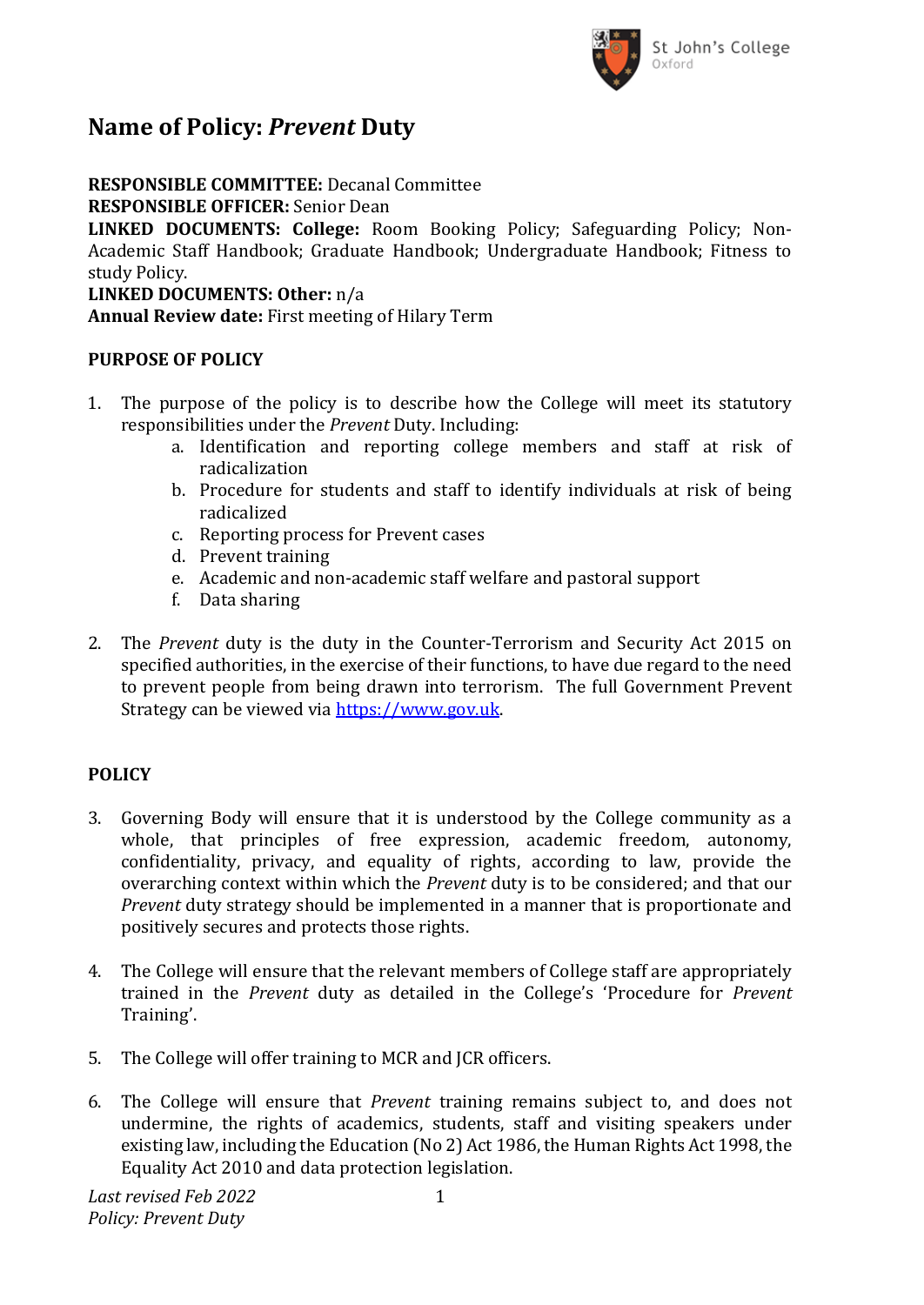# Name of Policy: *Prevent* Duty

**RESPONSIBLE COMMITTEE:** Decanal Committee
**RESPONSIBLE OFFICER:** Senior Dean
**LINKED DOCUMENTS: College:** Room Booking Policy; Safeguarding Policy; Non-Academic Staff Handbook; Graduate Handbook; Undergraduate Handbook; Fitness to study Policy.
**LINKED DOCUMENTS: Other:** n/a
**Annual Review date:** First meeting of Hilary Term

**PURPOSE OF POLICY**

1. The purpose of the policy is to describe how the College will meet its statutory responsibilities under the *Prevent* Duty. Including:
   a. Identification and reporting college members and staff at risk of radicalization
   b. Procedure for students and staff to identify individuals at risk of being radicalized
   c. Reporting process for Prevent cases
   d. Prevent training
   e. Academic and non-academic staff welfare and pastoral support
   f. Data sharing

2. The *Prevent* duty is the duty in the Counter-Terrorism and Security Act 2015 on specified authorities, in the exercise of their functions, to have due regard to the need to prevent people from being drawn into terrorism. The full Government Prevent Strategy can be viewed via [https://www.gov.uk](https://www.gov.uk).

**POLICY**

3. Governing Body will ensure that it is understood by the College community as a whole, that principles of free expression, academic freedom, autonomy, confidentiality, privacy, and equality of rights, according to law, provide the overarching context within which the *Prevent* duty is to be considered; and that our *Prevent* duty strategy should be implemented in a manner that is proportionate and positively secures and protects those rights.

4. The College will ensure that the relevant members of College staff are appropriately trained in the *Prevent* duty as detailed in the College's 'Procedure for *Prevent* Training'.

5. The College will offer training to MCR and JCR officers.

6. The College will ensure that *Prevent* training remains subject to, and does not undermine, the rights of academics, students, staff and visiting speakers under existing law, including the Education (No 2) Act 1986, the Human Rights Act 1998, the Equality Act 2010 and data protection legislation.

*Last revised Feb 2022*
*Policy: Prevent Duty*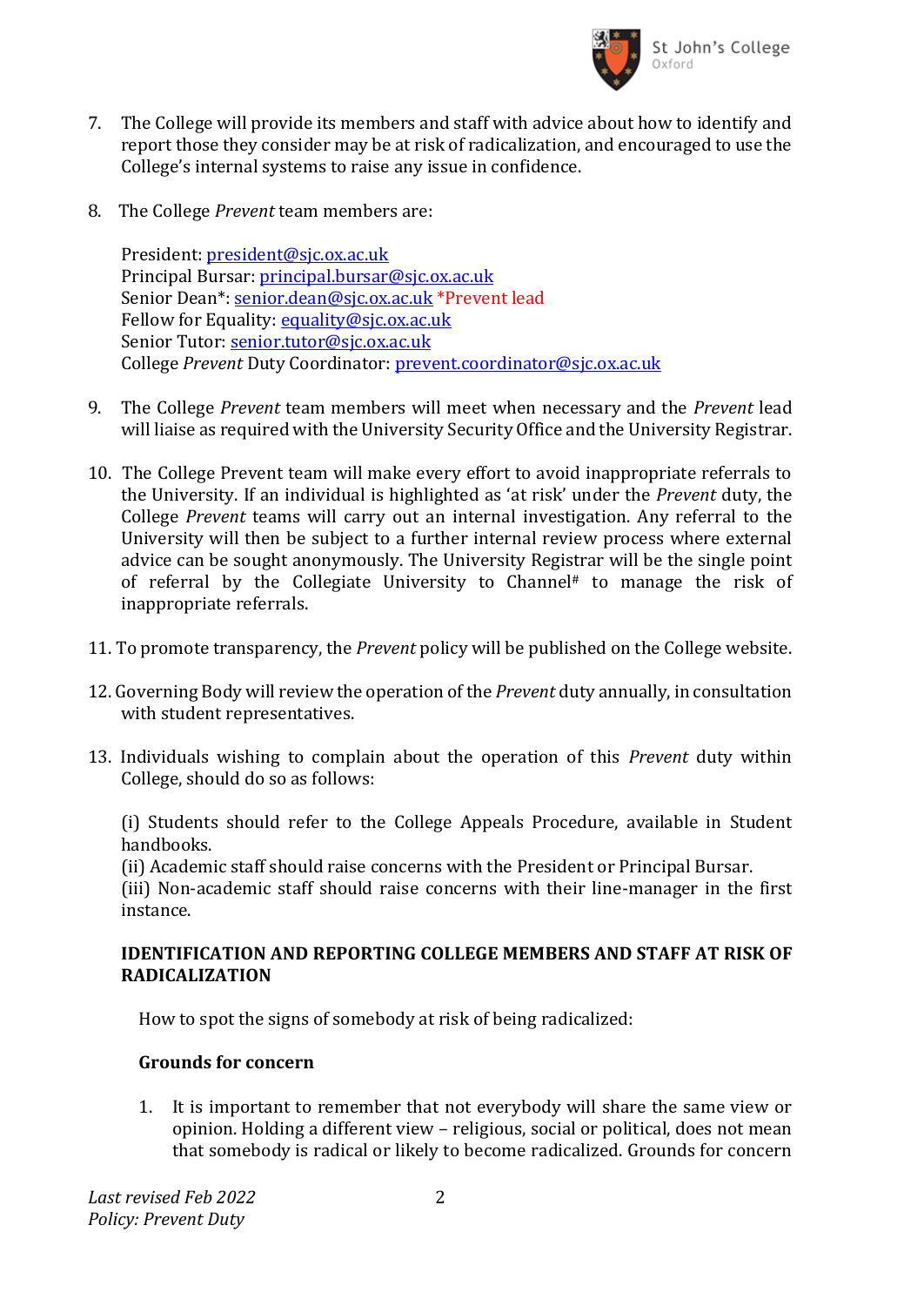7. The College will provide its members and staff with advice about how to identify and report those they consider may be at risk of radicalization, and encouraged to use the College's internal systems to raise any issue in confidence.

8. The College *Prevent* team members are:

   President: president@sjc.ox.ac.uk
   Principal Bursar: principal.bursar@sjc.ox.ac.uk
   Senior Dean*: senior.dean@sjc.ox.ac.uk *Prevent lead
   Fellow for Equality: equality@sjc.ox.ac.uk
   Senior Tutor: senior.tutor@sjc.ox.ac.uk
   College *Prevent* Duty Coordinator: prevent.coordinator@sjc.ox.ac.uk

9. The College *Prevent* team members will meet when necessary and the *Prevent* lead will liaise as required with the University Security Office and the University Registrar.

10. The College Prevent team will make every effort to avoid inappropriate referrals to the University. If an individual is highlighted as 'at risk' under the *Prevent* duty, the College *Prevent* teams will carry out an internal investigation. Any referral to the University will then be subject to a further internal review process where external advice can be sought anonymously. The University Registrar will be the single point of referral by the Collegiate University to Channel# to manage the risk of inappropriate referrals.

11. To promote transparency, the *Prevent* policy will be published on the College website.

12. Governing Body will review the operation of the *Prevent* duty annually, in consultation with student representatives.

13. Individuals wishing to complain about the operation of this *Prevent* duty within College, should do so as follows:

    (i) Students should refer to the College Appeals Procedure, available in Student handbooks.
    (ii) Academic staff should raise concerns with the President or Principal Bursar.
    (iii) Non-academic staff should raise concerns with their line-manager in the first instance.

**IDENTIFICATION AND REPORTING COLLEGE MEMBERS AND STAFF AT RISK OF RADICALIZATION**

How to spot the signs of somebody at risk of being radicalized:

**Grounds for concern**

1. It is important to remember that not everybody will share the same view or opinion. Holding a different view – religious, social or political, does not mean that somebody is radical or likely to become radicalized. Grounds for concern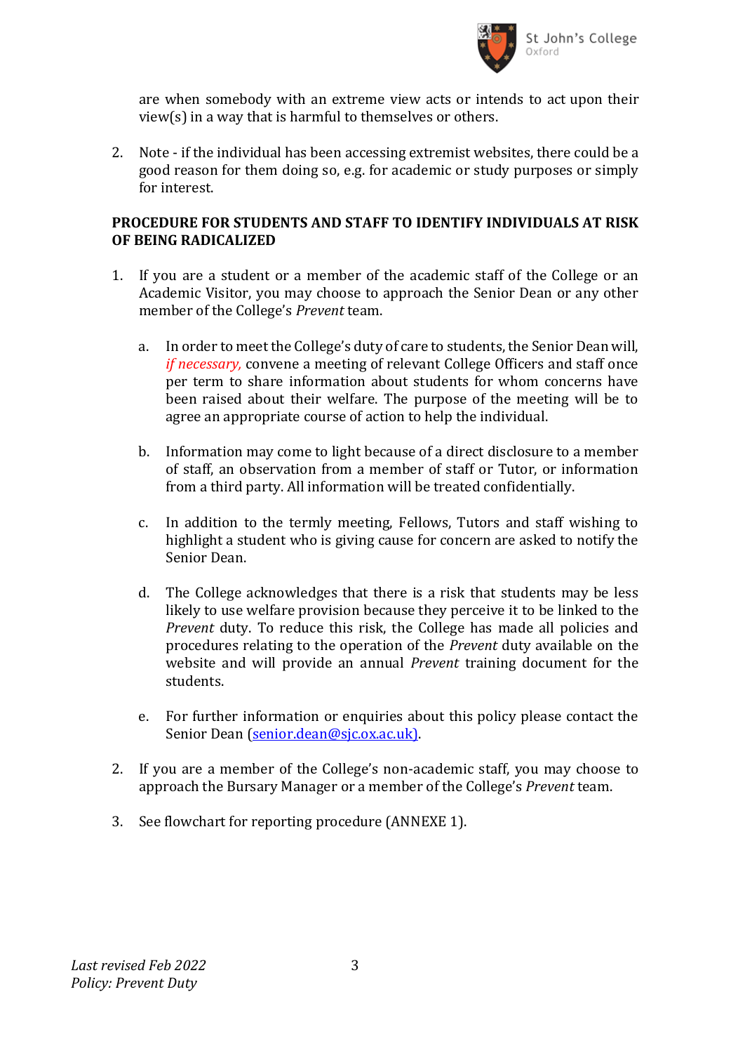are when somebody with an extreme view acts or intends to act upon their view(s) in a way that is harmful to themselves or others.

2. Note - if the individual has been accessing extremist websites, there could be a good reason for them doing so, e.g. for academic or study purposes or simply for interest.

**PROCEDURE FOR STUDENTS AND STAFF TO IDENTIFY INDIVIDUALS AT RISK OF BEING RADICALIZED**

1. If you are a student or a member of the academic staff of the College or an Academic Visitor, you may choose to approach the Senior Dean or any other member of the College's *Prevent* team.

   a. In order to meet the College's duty of care to students, the Senior Dean will, *if necessary,* convene a meeting of relevant College Officers and staff once per term to share information about students for whom concerns have been raised about their welfare. The purpose of the meeting will be to agree an appropriate course of action to help the individual.

   b. Information may come to light because of a direct disclosure to a member of staff, an observation from a member of staff or Tutor, or information from a third party. All information will be treated confidentially.

   c. In addition to the termly meeting, Fellows, Tutors and staff wishing to highlight a student who is giving cause for concern are asked to notify the Senior Dean.

   d. The College acknowledges that there is a risk that students may be less likely to use welfare provision because they perceive it to be linked to the *Prevent* duty. To reduce this risk, the College has made all policies and procedures relating to the operation of the *Prevent* duty available on the website and will provide an annual *Prevent* training document for the students.

   e. For further information or enquiries about this policy please contact the Senior Dean (senior.dean@sjc.ox.ac.uk).

2. If you are a member of the College's non-academic staff, you may choose to approach the Bursary Manager or a member of the College's *Prevent* team.

3. See flowchart for reporting procedure (ANNEXE 1).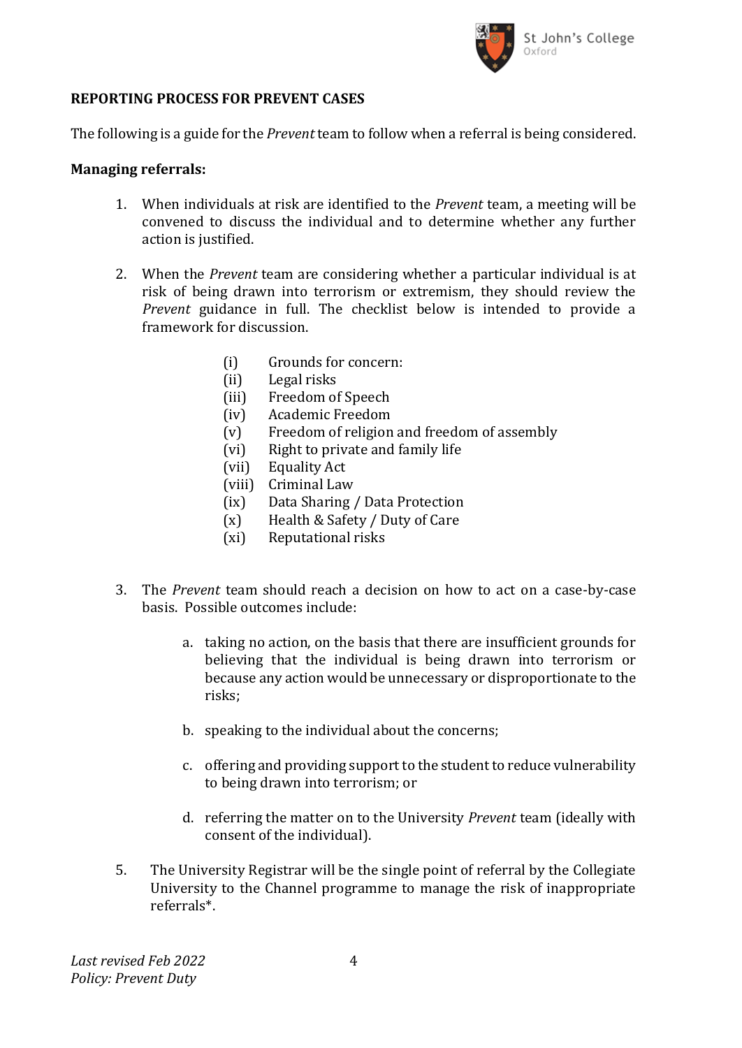**REPORTING PROCESS FOR PREVENT CASES**

The following is a guide for the *Prevent* team to follow when a referral is being considered.

**Managing referrals:**

1. When individuals at risk are identified to the *Prevent* team, a meeting will be convened to discuss the individual and to determine whether any further action is justified.

2. When the *Prevent* team are considering whether a particular individual is at risk of being drawn into terrorism or extremism, they should review the *Prevent* guidance in full. The checklist below is intended to provide a framework for discussion.

   (i) Grounds for concern:
   (ii) Legal risks
   (iii) Freedom of Speech
   (iv) Academic Freedom
   (v) Freedom of religion and freedom of assembly
   (vi) Right to private and family life
   (vii) Equality Act
   (viii) Criminal Law
   (ix) Data Sharing / Data Protection
   (x) Health & Safety / Duty of Care
   (xi) Reputational risks

3. The *Prevent* team should reach a decision on how to act on a case-by-case basis. Possible outcomes include:

   a. taking no action, on the basis that there are insufficient grounds for believing that the individual is being drawn into terrorism or because any action would be unnecessary or disproportionate to the risks;

   b. speaking to the individual about the concerns;

   c. offering and providing support to the student to reduce vulnerability to being drawn into terrorism; or

   d. referring the matter on to the University *Prevent* team (ideally with consent of the individual).

5. The University Registrar will be the single point of referral by the Collegiate University to the Channel programme to manage the risk of inappropriate referrals*.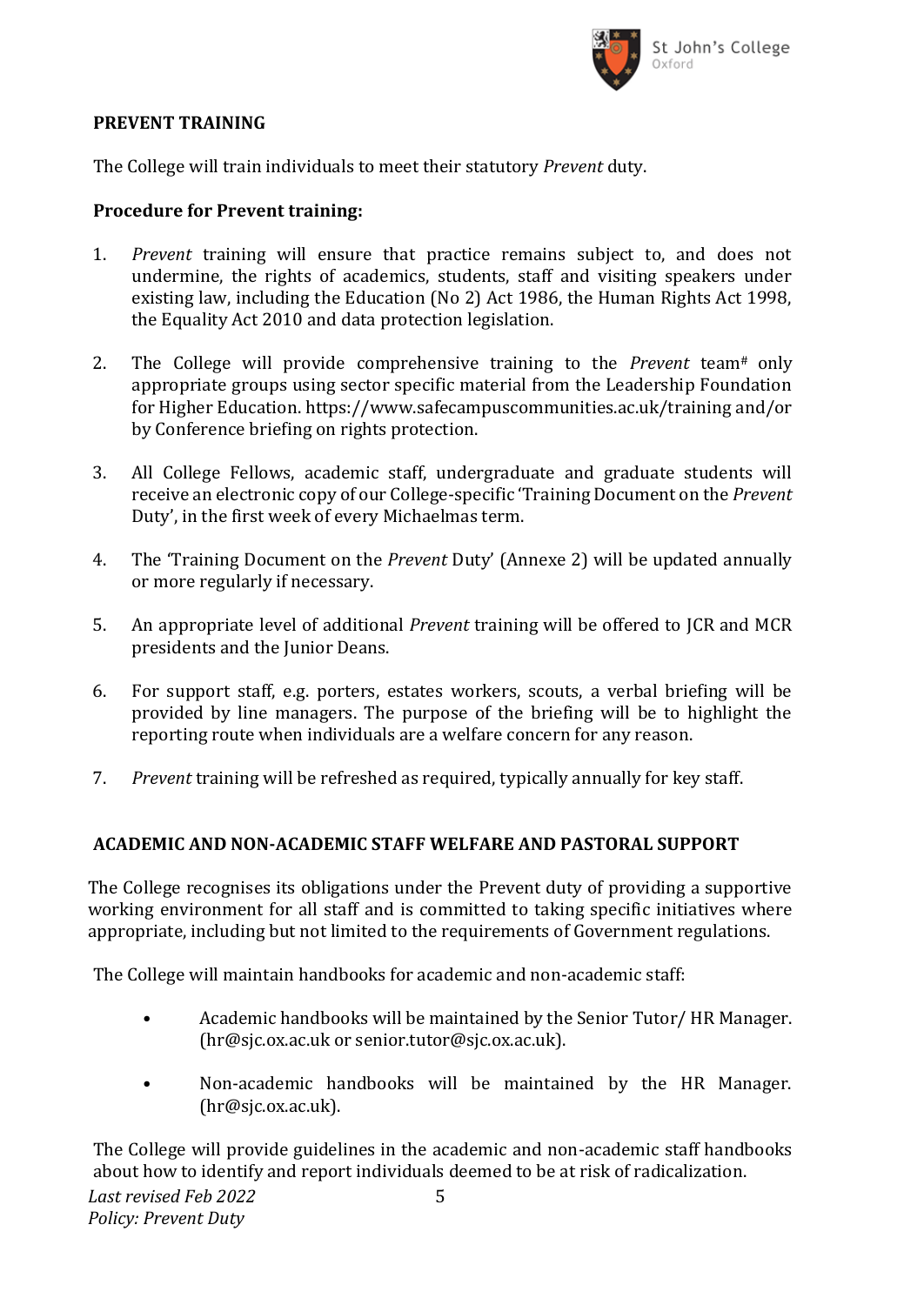## PREVENT TRAINING

The College will train individuals to meet their statutory *Prevent* duty.

**Procedure for Prevent training:**

1. *Prevent* training will ensure that practice remains subject to, and does not undermine, the rights of academics, students, staff and visiting speakers under existing law, including the Education (No 2) Act 1986, the Human Rights Act 1998, the Equality Act 2010 and data protection legislation.

2. The College will provide comprehensive training to the *Prevent* team# only appropriate groups using sector specific material from the Leadership Foundation for Higher Education. https://www.safecampuscommunities.ac.uk/training and/or by Conference briefing on rights protection.

3. All College Fellows, academic staff, undergraduate and graduate students will receive an electronic copy of our College-specific 'Training Document on the *Prevent* Duty', in the first week of every Michaelmas term.

4. The 'Training Document on the *Prevent* Duty' (Annexe 2) will be updated annually or more regularly if necessary.

5. An appropriate level of additional *Prevent* training will be offered to JCR and MCR presidents and the Junior Deans.

6. For support staff, e.g. porters, estates workers, scouts, a verbal briefing will be provided by line managers. The purpose of the briefing will be to highlight the reporting route when individuals are a welfare concern for any reason.

7. *Prevent* training will be refreshed as required, typically annually for key staff.

## ACADEMIC AND NON-ACADEMIC STAFF WELFARE AND PASTORAL SUPPORT

The College recognises its obligations under the Prevent duty of providing a supportive working environment for all staff and is committed to taking specific initiatives where appropriate, including but not limited to the requirements of Government regulations.

The College will maintain handbooks for academic and non-academic staff:

- Academic handbooks will be maintained by the Senior Tutor/ HR Manager. (hr@sjc.ox.ac.uk or senior.tutor@sjc.ox.ac.uk).

- Non-academic handbooks will be maintained by the HR Manager. (hr@sjc.ox.ac.uk).

The College will provide guidelines in the academic and non-academic staff handbooks about how to identify and report individuals deemed to be at risk of radicalization.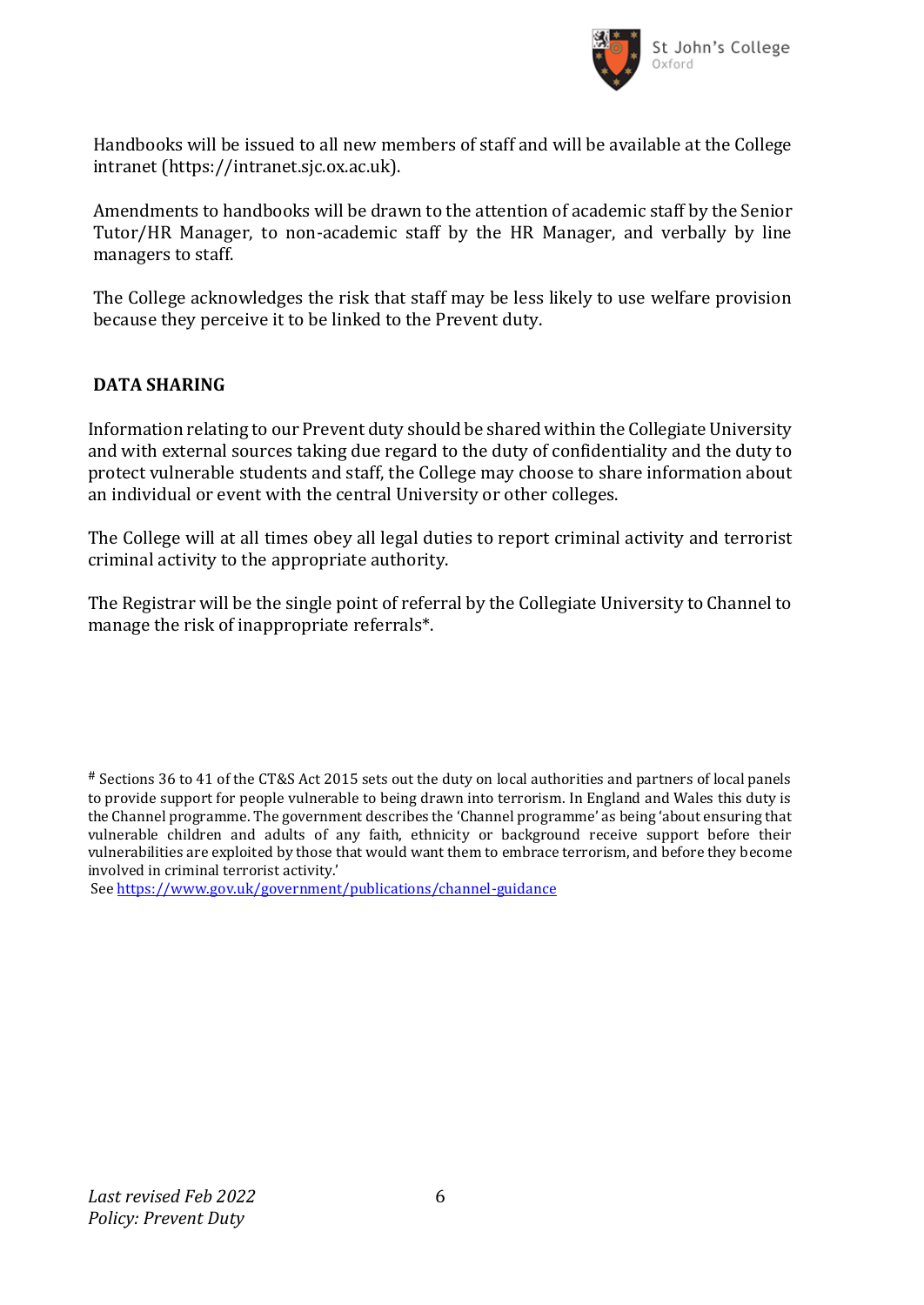Handbooks will be issued to all new members of staff and will be available at the College intranet (https://intranet.sjc.ox.ac.uk).

Amendments to handbooks will be drawn to the attention of academic staff by the Senior Tutor/HR Manager, to non-academic staff by the HR Manager, and verbally by line managers to staff.

The College acknowledges the risk that staff may be less likely to use welfare provision because they perceive it to be linked to the Prevent duty.

## DATA SHARING

Information relating to our Prevent duty should be shared within the Collegiate University and with external sources taking due regard to the duty of confidentiality and the duty to protect vulnerable students and staff, the College may choose to share information about an individual or event with the central University or other colleges.

The College will at all times obey all legal duties to report criminal activity and terrorist criminal activity to the appropriate authority.

The Registrar will be the single point of referral by the Collegiate University to Channel to manage the risk of inappropriate referrals*.

[#] Sections 36 to 41 of the CT&S Act 2015 sets out the duty on local authorities and partners of local panels to provide support for people vulnerable to being drawn into terrorism. In England and Wales this duty is the Channel programme. The government describes the 'Channel programme' as being 'about ensuring that vulnerable children and adults of any faith, ethnicity or background receive support before their vulnerabilities are exploited by those that would want them to embrace terrorism, and before they become involved in criminal terrorist activity.'
See https://www.gov.uk/government/publications/channel-guidance

*Last revised Feb 2022*
*Policy: Prevent Duty*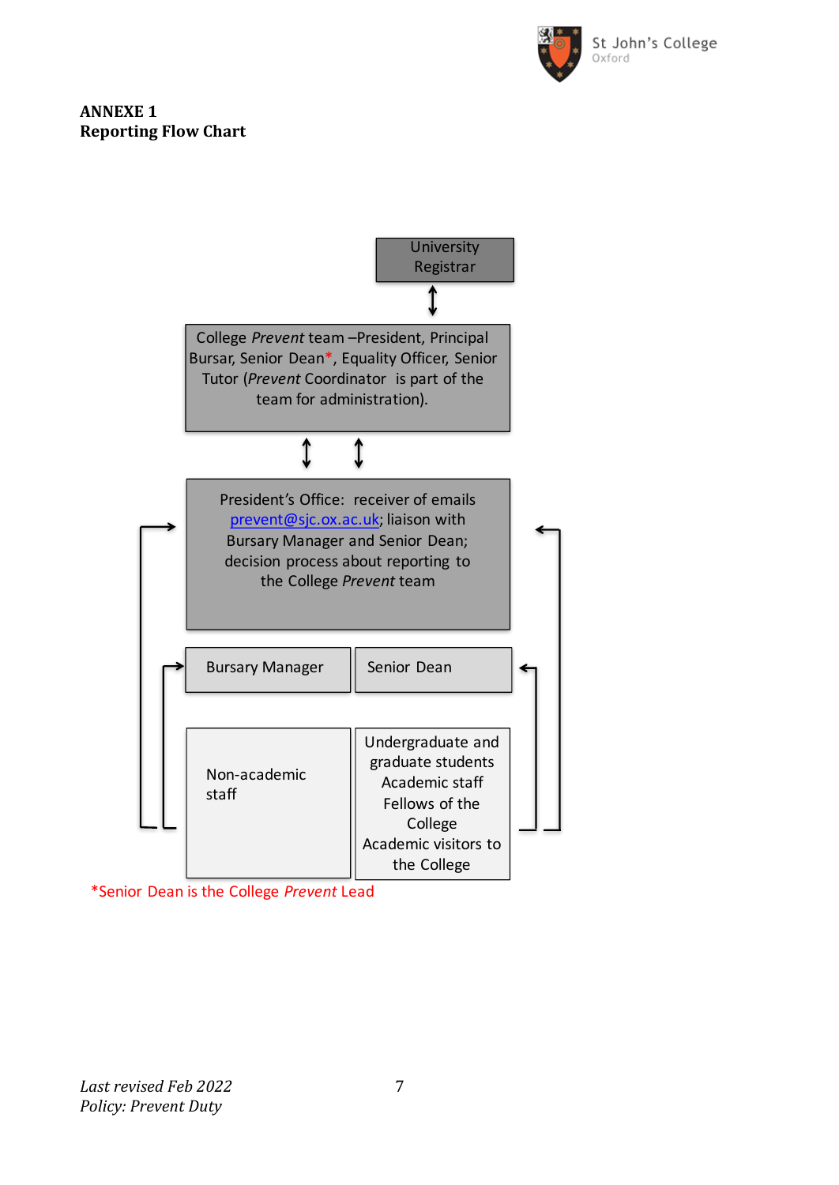**ANNEXE 1**
**Reporting Flow Chart**

University Registrar

College *Prevent* team –President, Principal Bursar, Senior Dean*, Equality Officer, Senior Tutor (*Prevent* Coordinator is part of the team for administration).

President's Office: receiver of emails prevent@sjc.ox.ac.uk; liaison with Bursary Manager and Senior Dean; decision process about reporting to the College *Prevent* team

Bursary Manager

Senior Dean

Non-academic staff

Undergraduate and graduate students
Academic staff
Fellows of the College
Academic visitors to the College

*Senior Dean is the College *Prevent* Lead

*Last revised Feb 2022*
*Policy: Prevent Duty*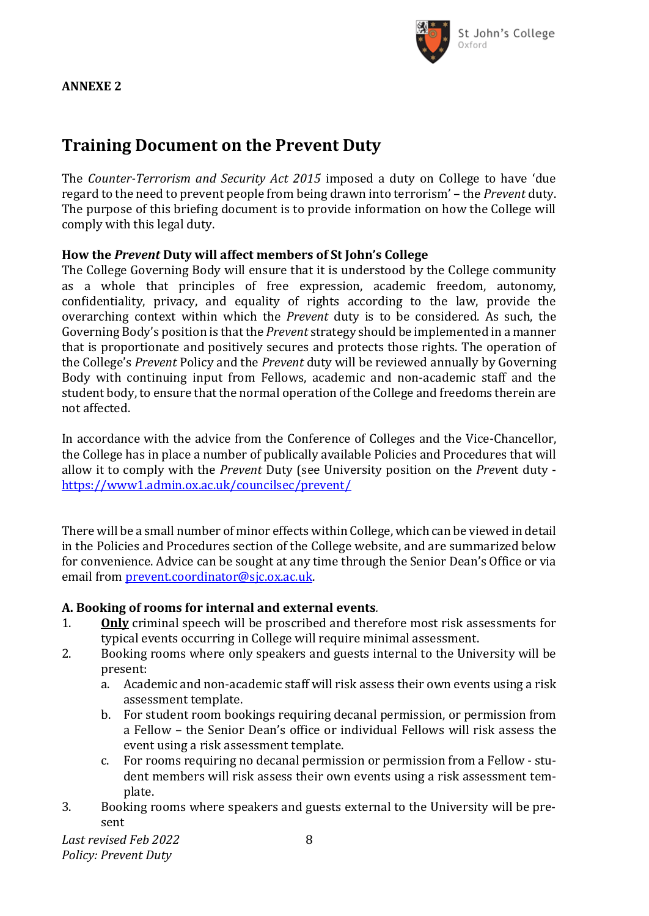**ANNEXE 2**

# Training Document on the Prevent Duty

The *Counter-Terrorism and Security Act 2015* imposed a duty on College to have 'due regard to the need to prevent people from being drawn into terrorism' – the *Prevent* duty. The purpose of this briefing document is to provide information on how the College will comply with this legal duty.

**How the *Prevent* Duty will affect members of St John's College**
The College Governing Body will ensure that it is understood by the College community as a whole that principles of free expression, academic freedom, autonomy, confidentiality, privacy, and equality of rights according to the law, provide the overarching context within which the *Prevent* duty is to be considered. As such, the Governing Body's position is that the *Prevent* strategy should be implemented in a manner that is proportionate and positively secures and protects those rights. The operation of the College's *Prevent* Policy and the *Prevent* duty will be reviewed annually by Governing Body with continuing input from Fellows, academic and non-academic staff and the student body, to ensure that the normal operation of the College and freedoms therein are not affected.

In accordance with the advice from the Conference of Colleges and the Vice-Chancellor, the College has in place a number of publically available Policies and Procedures that will allow it to comply with the *Prevent* Duty (see University position on the *Prev*ent duty - https://www1.admin.ox.ac.uk/councilsec/prevent/

There will be a small number of minor effects within College, which can be viewed in detail in the Policies and Procedures section of the College website, and are summarized below for convenience. Advice can be sought at any time through the Senior Dean's Office or via email from prevent.coordinator@sjc.ox.ac.uk.

**A. Booking of rooms for internal and external events***.*

1. **Only** criminal speech will be proscribed and therefore most risk assessments for typical events occurring in College will require minimal assessment.
2. Booking rooms where only speakers and guests internal to the University will be present:
   a. Academic and non-academic staff will risk assess their own events using a risk assessment template.
   b. For student room bookings requiring decanal permission, or permission from a Fellow – the Senior Dean's office or individual Fellows will risk assess the event using a risk assessment template.
   c. For rooms requiring no decanal permission or permission from a Fellow - student members will risk assess their own events using a risk assessment template.
3. Booking rooms where speakers and guests external to the University will be present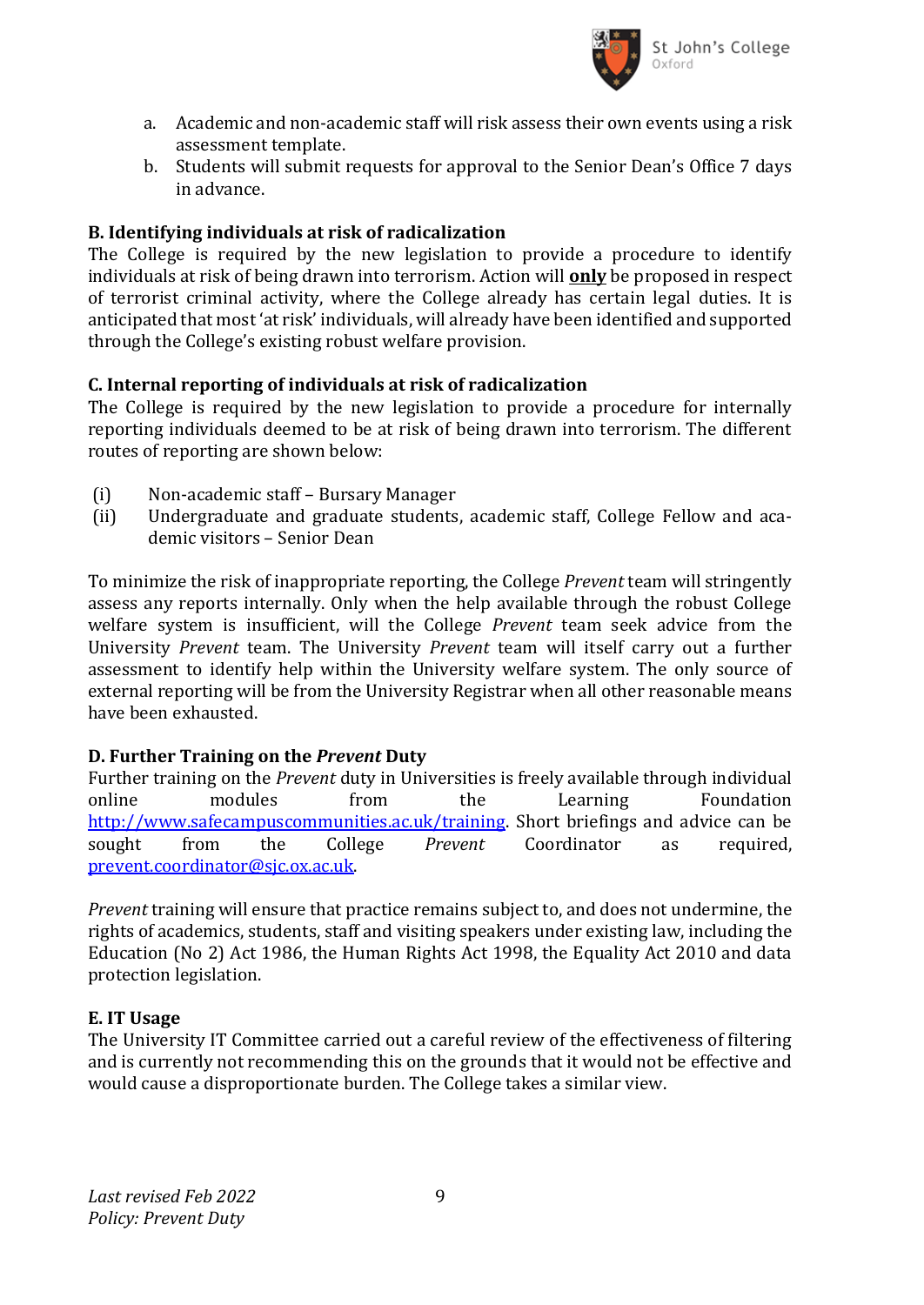a. Academic and non-academic staff will risk assess their own events using a risk assessment template.
b. Students will submit requests for approval to the Senior Dean's Office 7 days in advance.

**B. Identifying individuals at risk of radicalization**
The College is required by the new legislation to provide a procedure to identify individuals at risk of being drawn into terrorism. Action will **only** be proposed in respect of terrorist criminal activity, where the College already has certain legal duties. It is anticipated that most 'at risk' individuals, will already have been identified and supported through the College's existing robust welfare provision.

**C. Internal reporting of individuals at risk of radicalization**
The College is required by the new legislation to provide a procedure for internally reporting individuals deemed to be at risk of being drawn into terrorism. The different routes of reporting are shown below:

(i) Non-academic staff – Bursary Manager
(ii) Undergraduate and graduate students, academic staff, College Fellow and academic visitors – Senior Dean

To minimize the risk of inappropriate reporting, the College *Prevent* team will stringently assess any reports internally. Only when the help available through the robust College welfare system is insufficient, will the College *Prevent* team seek advice from the University *Prevent* team. The University *Prevent* team will itself carry out a further assessment to identify help within the University welfare system. The only source of external reporting will be from the University Registrar when all other reasonable means have been exhausted.

**D. Further Training on the *Prevent* Duty**
Further training on the *Prevent* duty in Universities is freely available through individual online modules from the Learning Foundation http://www.safecampuscommunities.ac.uk/training. Short briefings and advice can be sought from the College *Prevent* Coordinator as required, prevent.coordinator@sjc.ox.ac.uk.

*Prevent* training will ensure that practice remains subject to, and does not undermine, the rights of academics, students, staff and visiting speakers under existing law, including the Education (No 2) Act 1986, the Human Rights Act 1998, the Equality Act 2010 and data protection legislation.

**E. IT Usage**
The University IT Committee carried out a careful review of the effectiveness of filtering and is currently not recommending this on the grounds that it would not be effective and would cause a disproportionate burden. The College takes a similar view.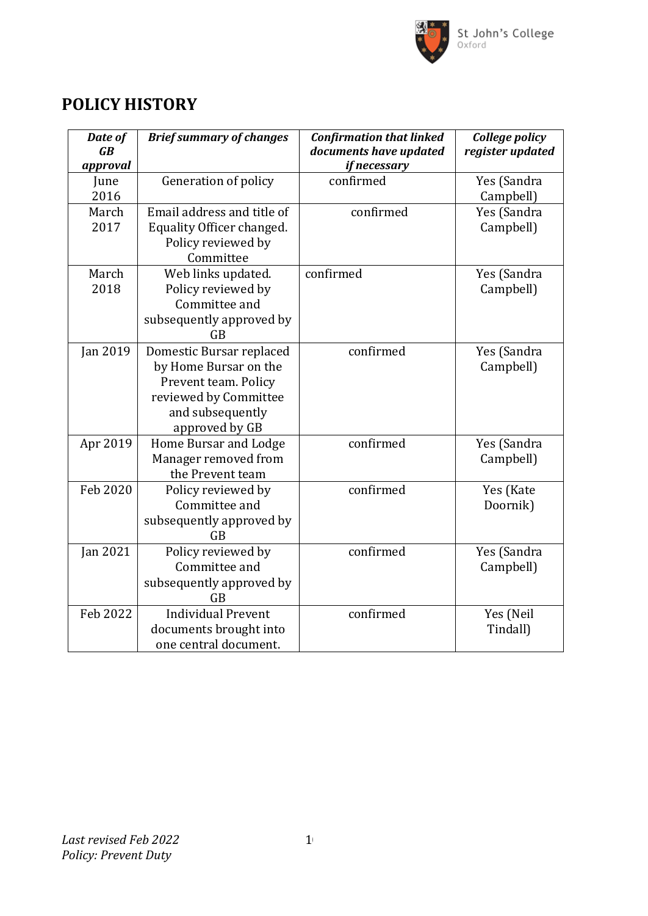# POLICY HISTORY

| *Date of GB approval* | *Brief summary of changes* | *Confirmation that linked documents have updated if necessary* | *College policy register updated* |
|---|---|---|---|
| June 2016 | Generation of policy | confirmed | Yes (Sandra Campbell) |
| March 2017 | Email address and title of Equality Officer changed. Policy reviewed by Committee | confirmed | Yes (Sandra Campbell) |
| March 2018 | Web links updated. Policy reviewed by Committee and subsequently approved by GB | confirmed | Yes (Sandra Campbell) |
| Jan 2019 | Domestic Bursar replaced by Home Bursar on the Prevent team. Policy reviewed by Committee and subsequently approved by GB | confirmed | Yes (Sandra Campbell) |
| Apr 2019 | Home Bursar and Lodge Manager removed from the Prevent team | confirmed | Yes (Sandra Campbell) |
| Feb 2020 | Policy reviewed by Committee and subsequently approved by GB | confirmed | Yes (Kate Doornik) |
| Jan 2021 | Policy reviewed by Committee and subsequently approved by GB | confirmed | Yes (Sandra Campbell) |
| Feb 2022 | Individual Prevent documents brought into one central document. | confirmed | Yes (Neil Tindall) |